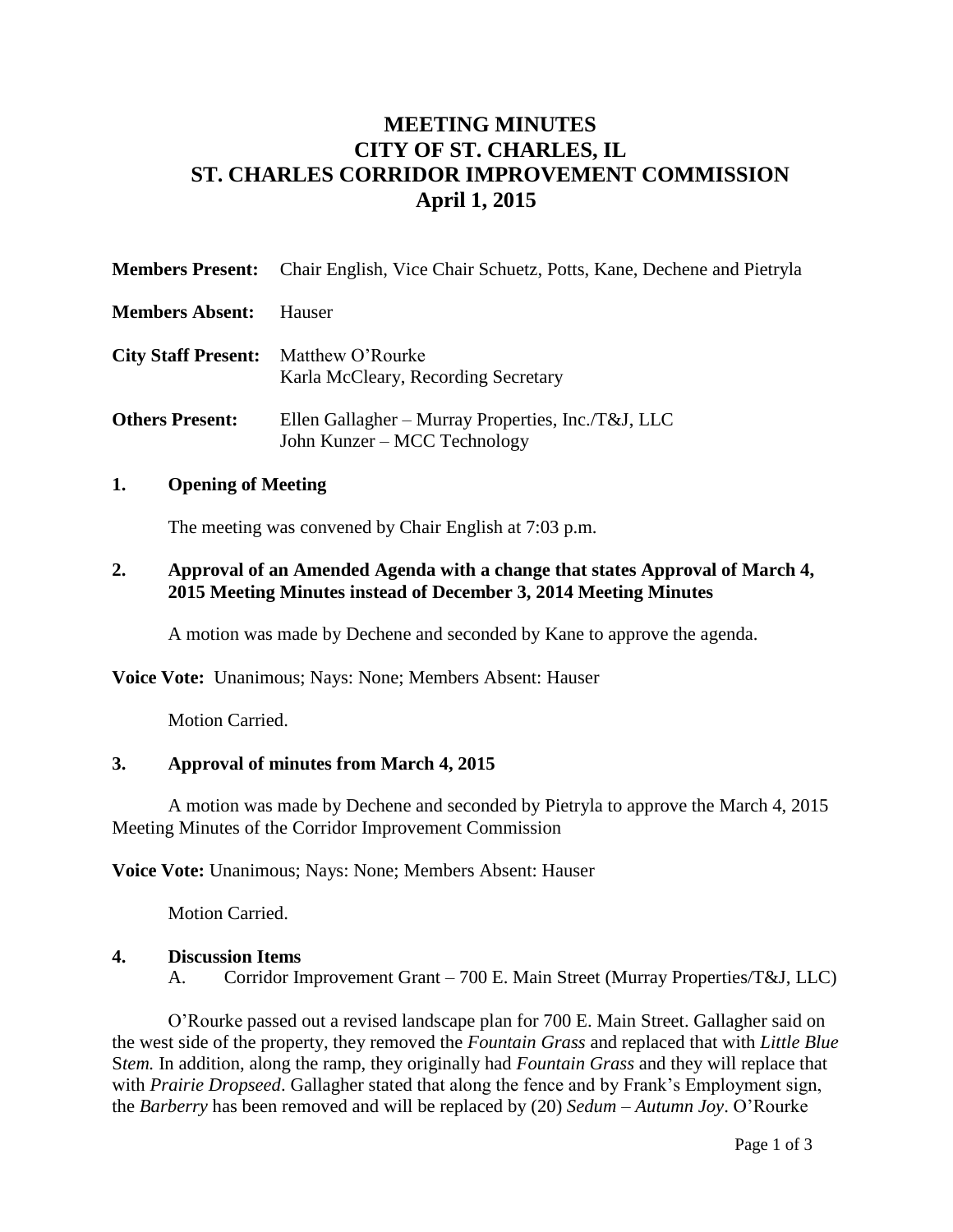# MEETING MINUTES
# CITY OF ST. CHARLES, IL
# ST. CHARLES CORRIDOR IMPROVEMENT COMMISSION
# April 1, 2015

| | |
|---|---|
| **Members Present:** | Chair English, Vice Chair Schuetz, Potts, Kane, Dechene and Pietryla |
| **Members Absent:** | Hauser |
| **City Staff Present:** | Matthew O'Rourke<br>Karla McCleary, Recording Secretary |
| **Others Present:** | Ellen Gallagher – Murray Properties, Inc./T&J, LLC<br>John Kunzer – MCC Technology |

## 1. Opening of Meeting

The meeting was convened by Chair English at 7:03 p.m.

## 2. Approval of an Amended Agenda with a change that states Approval of March 4, 2015 Meeting Minutes instead of December 3, 2014 Meeting Minutes

A motion was made by Dechene and seconded by Kane to approve the agenda.

**Voice Vote:** Unanimous; Nays: None; Members Absent: Hauser

Motion Carried.

## 3. Approval of minutes from March 4, 2015

A motion was made by Dechene and seconded by Pietryla to approve the March 4, 2015 Meeting Minutes of the Corridor Improvement Commission

**Voice Vote:** Unanimous; Nays: None; Members Absent: Hauser

Motion Carried.

## 4. Discussion Items

A. Corridor Improvement Grant – 700 E. Main Street (Murray Properties/T&J, LLC)

O'Rourke passed out a revised landscape plan for 700 E. Main Street. Gallagher said on the west side of the property, they removed the *Fountain Grass* and replaced that with *Little Blue Stem.* In addition, along the ramp, they originally had *Fountain Grass* and they will replace that with *Prairie Dropseed*. Gallagher stated that along the fence and by Frank's Employment sign, the *Barberry* has been removed and will be replaced by (20) *Sedum – Autumn Joy*. O'Rourke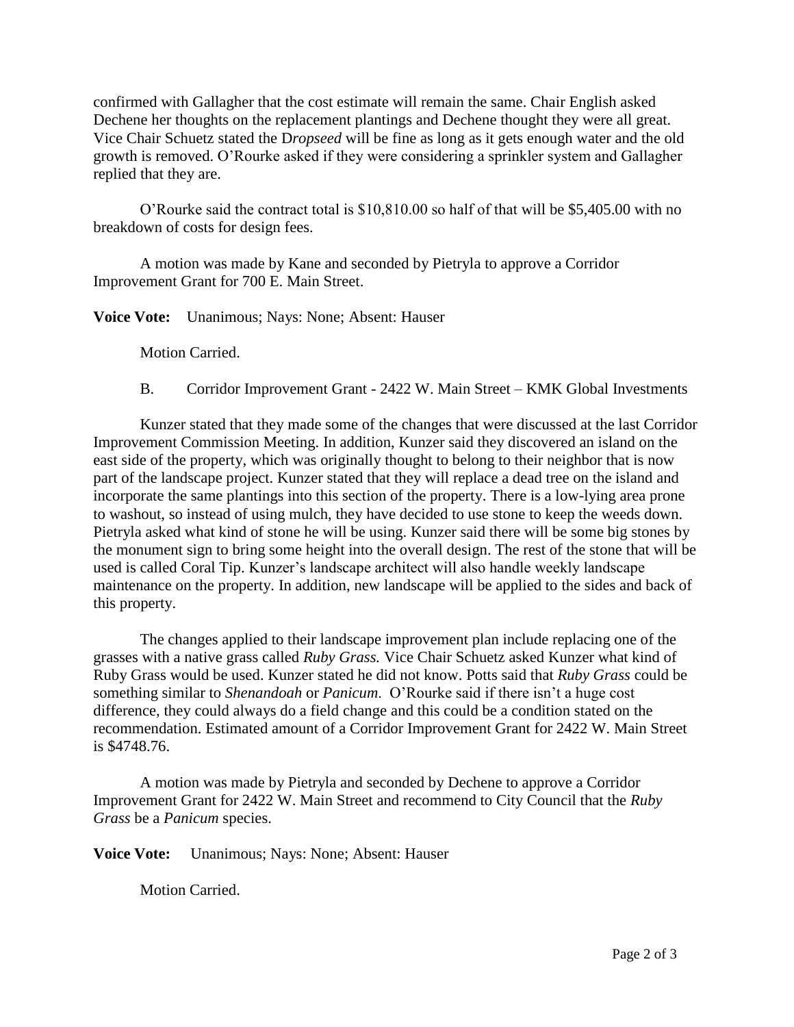confirmed with Gallagher that the cost estimate will remain the same. Chair English asked Dechene her thoughts on the replacement plantings and Dechene thought they were all great. Vice Chair Schuetz stated the D*ropseed* will be fine as long as it gets enough water and the old growth is removed. O'Rourke asked if they were considering a sprinkler system and Gallagher replied that they are.

O'Rourke said the contract total is $10,810.00 so half of that will be $5,405.00 with no breakdown of costs for design fees.

A motion was made by Kane and seconded by Pietryla to approve a Corridor Improvement Grant for 700 E. Main Street.

**Voice Vote:** Unanimous; Nays: None; Absent: Hauser

Motion Carried.

B. Corridor Improvement Grant - 2422 W. Main Street – KMK Global Investments

Kunzer stated that they made some of the changes that were discussed at the last Corridor Improvement Commission Meeting. In addition, Kunzer said they discovered an island on the east side of the property, which was originally thought to belong to their neighbor that is now part of the landscape project. Kunzer stated that they will replace a dead tree on the island and incorporate the same plantings into this section of the property. There is a low-lying area prone to washout, so instead of using mulch, they have decided to use stone to keep the weeds down. Pietryla asked what kind of stone he will be using. Kunzer said there will be some big stones by the monument sign to bring some height into the overall design. The rest of the stone that will be used is called Coral Tip. Kunzer's landscape architect will also handle weekly landscape maintenance on the property. In addition, new landscape will be applied to the sides and back of this property.

The changes applied to their landscape improvement plan include replacing one of the grasses with a native grass called *Ruby Grass.* Vice Chair Schuetz asked Kunzer what kind of Ruby Grass would be used. Kunzer stated he did not know. Potts said that *Ruby Grass* could be something similar to *Shenandoah* or *Panicum*. O'Rourke said if there isn't a huge cost difference, they could always do a field change and this could be a condition stated on the recommendation. Estimated amount of a Corridor Improvement Grant for 2422 W. Main Street is $4748.76.

A motion was made by Pietryla and seconded by Dechene to approve a Corridor Improvement Grant for 2422 W. Main Street and recommend to City Council that the *Ruby Grass* be a *Panicum* species.

**Voice Vote:** Unanimous; Nays: None; Absent: Hauser

Motion Carried.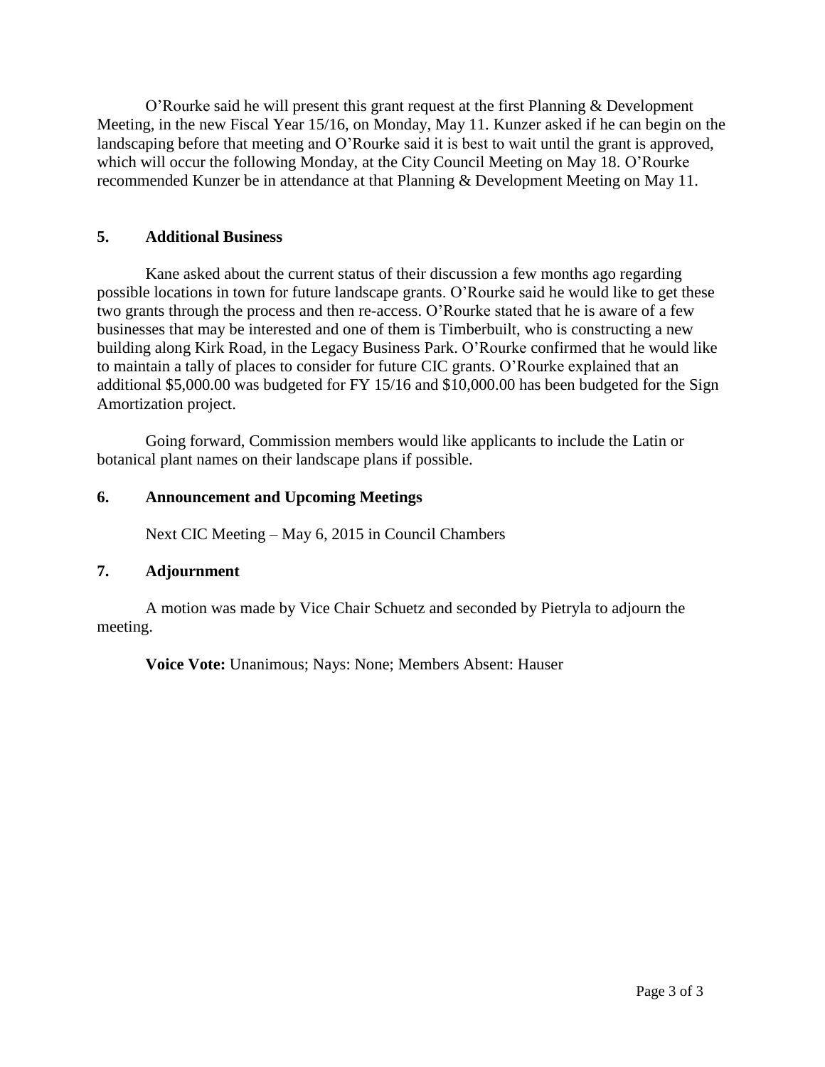O'Rourke said he will present this grant request at the first Planning & Development Meeting, in the new Fiscal Year 15/16, on Monday, May 11. Kunzer asked if he can begin on the landscaping before that meeting and O'Rourke said it is best to wait until the grant is approved, which will occur the following Monday, at the City Council Meeting on May 18. O'Rourke recommended Kunzer be in attendance at that Planning & Development Meeting on May 11.

## 5. Additional Business

Kane asked about the current status of their discussion a few months ago regarding possible locations in town for future landscape grants. O'Rourke said he would like to get these two grants through the process and then re-access. O'Rourke stated that he is aware of a few businesses that may be interested and one of them is Timberbuilt, who is constructing a new building along Kirk Road, in the Legacy Business Park. O'Rourke confirmed that he would like to maintain a tally of places to consider for future CIC grants. O'Rourke explained that an additional $5,000.00 was budgeted for FY 15/16 and $10,000.00 has been budgeted for the Sign Amortization project.

Going forward, Commission members would like applicants to include the Latin or botanical plant names on their landscape plans if possible.

## 6. Announcement and Upcoming Meetings

Next CIC Meeting – May 6, 2015 in Council Chambers

## 7. Adjournment

A motion was made by Vice Chair Schuetz and seconded by Pietryla to adjourn the meeting.

**Voice Vote:** Unanimous; Nays: None; Members Absent: Hauser